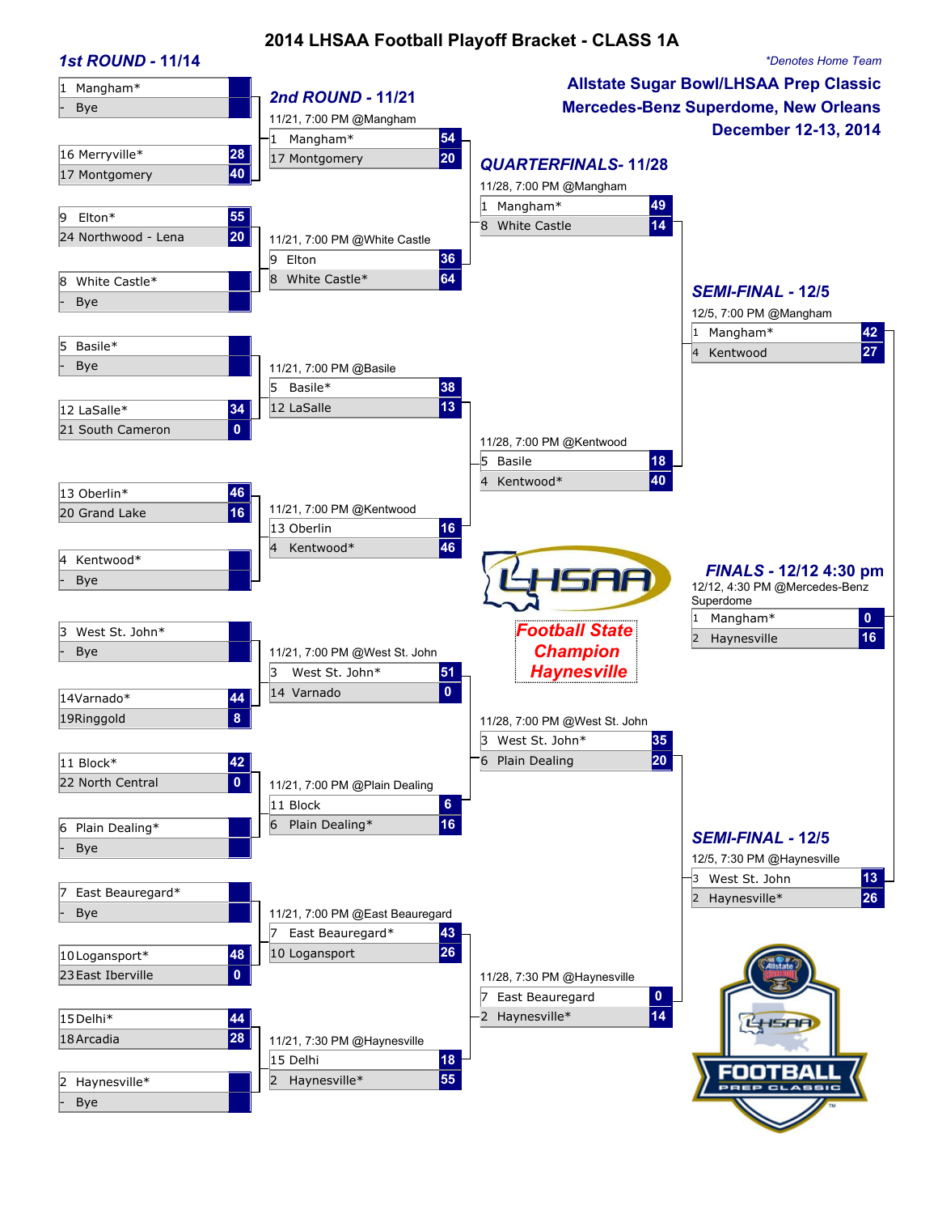# 2014 LHSAA Football Playoff Bracket - CLASS 1A

*Denotes Home Team

**Allstate Sugar Bowl/LHSAA Prep Classic**
**Mercedes-Benz Superdome, New Orleans**
**December 12-13, 2014**

## 1st ROUND - 11/14

| Team | Score |
|---|---|
| 1 Mangham* | |
| - Bye | |
| 16 Merryville* | 28 |
| 17 Montgomery | 40 |
| 9 Elton* | 55 |
| 24 Northwood - Lena | 20 |
| 8 White Castle* | |
| - Bye | |
| 5 Basile* | |
| - Bye | |
| 12 LaSalle* | 34 |
| 21 South Cameron | 0 |
| 13 Oberlin* | 46 |
| 20 Grand Lake | 16 |
| 4 Kentwood* | |
| - Bye | |
| 3 West St. John* | |
| - Bye | |
| 14 Varnado* | 44 |
| 19 Ringgold | 8 |
| 11 Block* | 42 |
| 22 North Central | 0 |
| 6 Plain Dealing* | |
| - Bye | |
| 7 East Beauregard* | |
| - Bye | |
| 10 Logansport* | 48 |
| 23 East Iberville | 0 |
| 15 Delhi* | 44 |
| 18 Arcadia | 28 |
| 2 Haynesville* | |
| - Bye | |

## 2nd ROUND - 11/21

| Game | Team | Score |
|---|---|---|
| 11/21, 7:00 PM @Mangham | 1 Mangham* | 54 |
| | 17 Montgomery | 20 |
| 11/21, 7:00 PM @White Castle | 9 Elton | 36 |
| | 8 White Castle* | 64 |
| 11/21, 7:00 PM @Basile | 5 Basile* | 38 |
| | 12 LaSalle | 13 |
| 11/21, 7:00 PM @Kentwood | 13 Oberlin | 16 |
| | 4 Kentwood* | 46 |
| 11/21, 7:00 PM @West St. John | 3 West St. John* | 51 |
| | 14 Varnado | 0 |
| 11/21, 7:00 PM @Plain Dealing | 11 Block | 6 |
| | 6 Plain Dealing* | 16 |
| 11/21, 7:00 PM @East Beauregard | 7 East Beauregard* | 43 |
| | 10 Logansport | 26 |
| 11/21, 7:30 PM @Haynesville | 15 Delhi | 18 |
| | 2 Haynesville* | 55 |

## QUARTERFINALS- 11/28

| Game | Team | Score |
|---|---|---|
| 11/28, 7:00 PM @Mangham | 1 Mangham* | 49 |
| | 8 White Castle | 14 |
| 11/28, 7:00 PM @Kentwood | 5 Basile | 18 |
| | 4 Kentwood* | 40 |
| 11/28, 7:00 PM @West St. John | 3 West St. John* | 35 |
| | 6 Plain Dealing | 20 |
| 11/28, 7:30 PM @Haynesville | 7 East Beauregard | 0 |
| | 2 Haynesville* | 14 |

## SEMI-FINAL - 12/5

| Game | Team | Score |
|---|---|---|
| 12/5, 7:00 PM @Mangham | 1 Mangham* | 42 |
| | 4 Kentwood | 27 |
| 12/5, 7:30 PM @Haynesville | 3 West St. John | 13 |
| | 2 Haynesville* | 26 |

## FINALS - 12/12 4:30 pm

| Game | Team | Score |
|---|---|---|
| 12/12, 4:30 PM @Mercedes-Benz Superdome | 1 Mangham* | 0 |
| | 2 Haynesville | 16 |

**Football State Champion Haynesville**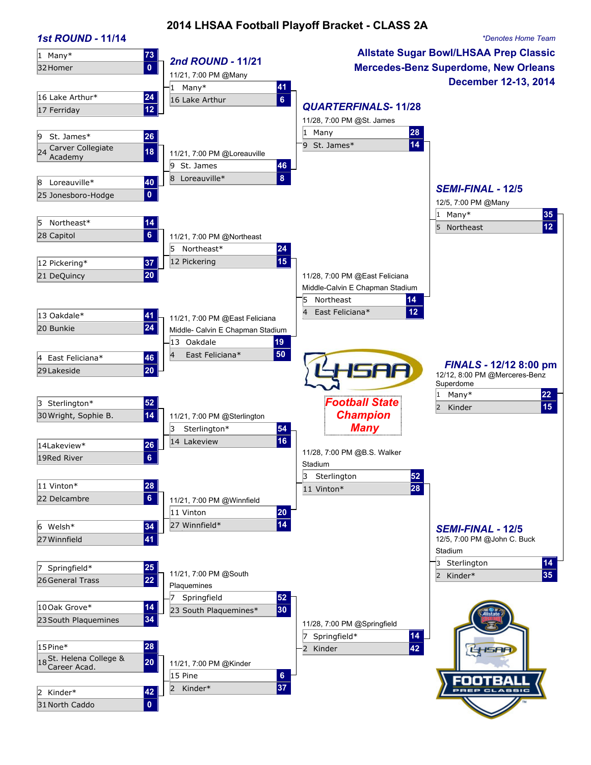# 2014 LHSAA Football Playoff Bracket - CLASS 2A

*Denotes Home Team

**Allstate Sugar Bowl/LHSAA Prep Classic**
**Mercedes-Benz Superdome, New Orleans**
**December 12-13, 2014**

## *1st ROUND - 11/14*

| Seed | Team | Score |
|---|---|---|
| 1 | Many* | 73 |
| 32 | Homer | 0 |
| 16 | Lake Arthur* | 24 |
| 17 | Ferriday | 12 |
| 9 | St. James* | 26 |
| 24 | Carver Collegiate Academy | 18 |
| 8 | Loreauville* | 40 |
| 25 | Jonesboro-Hodge | 0 |
| 5 | Northeast* | 14 |
| 28 | Capitol | 6 |
| 12 | Pickering* | 37 |
| 21 | DeQuincy | 20 |
| 13 | Oakdale* | 41 |
| 20 | Bunkie | 24 |
| 4 | East Feliciana* | 46 |
| 29 | Lakeside | 20 |
| 3 | Sterlington* | 52 |
| 30 | Wright, Sophie B. | 14 |
| 14 | Lakeview* | 26 |
| 19 | Red River | 6 |
| 11 | Vinton* | 28 |
| 22 | Delcambre | 6 |
| 6 | Welsh* | 34 |
| 27 | Winnfield | 41 |
| 7 | Springfield* | 25 |
| 26 | General Trass | 22 |
| 10 | Oak Grove* | 14 |
| 23 | South Plaquemines | 34 |
| 15 | Pine* | 28 |
| 18 | St. Helena College & Career Acad. | 20 |
| 2 | Kinder* | 42 |
| 31 | North Caddo | 0 |

## *2nd ROUND - 11/21*

11/21, 7:00 PM @Many

| Seed | Team | Score |
|---|---|---|
| 1 | Many* | 41 |
| 16 | Lake Arthur | 6 |

11/21, 7:00 PM @Loreauville

| Seed | Team | Score |
|---|---|---|
| 9 | St. James | 46 |
| 8 | Loreauville* | 8 |

11/21, 7:00 PM @Northeast

| Seed | Team | Score |
|---|---|---|
| 5 | Northeast* | 24 |
| 12 | Pickering | 15 |

11/21, 7:00 PM @East Feliciana Middle- Calvin E Chapman Stadium

| Seed | Team | Score |
|---|---|---|
| 13 | Oakdale | 19 |
| 4 | East Feliciana* | 50 |

11/21, 7:00 PM @Sterlington

| Seed | Team | Score |
|---|---|---|
| 3 | Sterlington* | 54 |
| 14 | Lakeview | 16 |

11/21, 7:00 PM @Winnfield

| Seed | Team | Score |
|---|---|---|
| 11 | Vinton | 20 |
| 27 | Winnfield* | 14 |

11/21, 7:00 PM @South Plaquemines

| Seed | Team | Score |
|---|---|---|
| 7 | Springfield | 52 |
| 23 | South Plaquemines* | 30 |

11/21, 7:00 PM @Kinder

| Seed | Team | Score |
|---|---|---|
| 15 | Pine | 6 |
| 2 | Kinder* | 37 |

## *QUARTERFINALS- 11/28*

11/28, 7:00 PM @St. James

| Seed | Team | Score |
|---|---|---|
| 1 | Many | 28 |
| 9 | St. James* | 14 |

11/28, 7:00 PM @East Feliciana Middle-Calvin E Chapman Stadium

| Seed | Team | Score |
|---|---|---|
| 5 | Northeast | 14 |
| 4 | East Feliciana* | 12 |

11/28, 7:00 PM @B.S. Walker Stadium

| Seed | Team | Score |
|---|---|---|
| 3 | Sterlington | 52 |
| 11 | Vinton* | 28 |

11/28, 7:00 PM @Springfield

| Seed | Team | Score |
|---|---|---|
| 7 | Springfield* | 14 |
| 2 | Kinder | 42 |

## *SEMI-FINAL - 12/5*

12/5, 7:00 PM @Many

| Seed | Team | Score |
|---|---|---|
| 1 | Many* | 35 |
| 5 | Northeast | 12 |

12/5, 7:00 PM @John C. Buck Stadium

| Seed | Team | Score |
|---|---|---|
| 3 | Sterlington | 14 |
| 2 | Kinder* | 35 |

## *FINALS - 12/12 8:00 pm*

12/12, 8:00 PM @Merceres-Benz Superdome

| Seed | Team | Score |
|---|---|---|
| 1 | Many* | 22 |
| 2 | Kinder | 15 |

**Football State Champion**
**Many**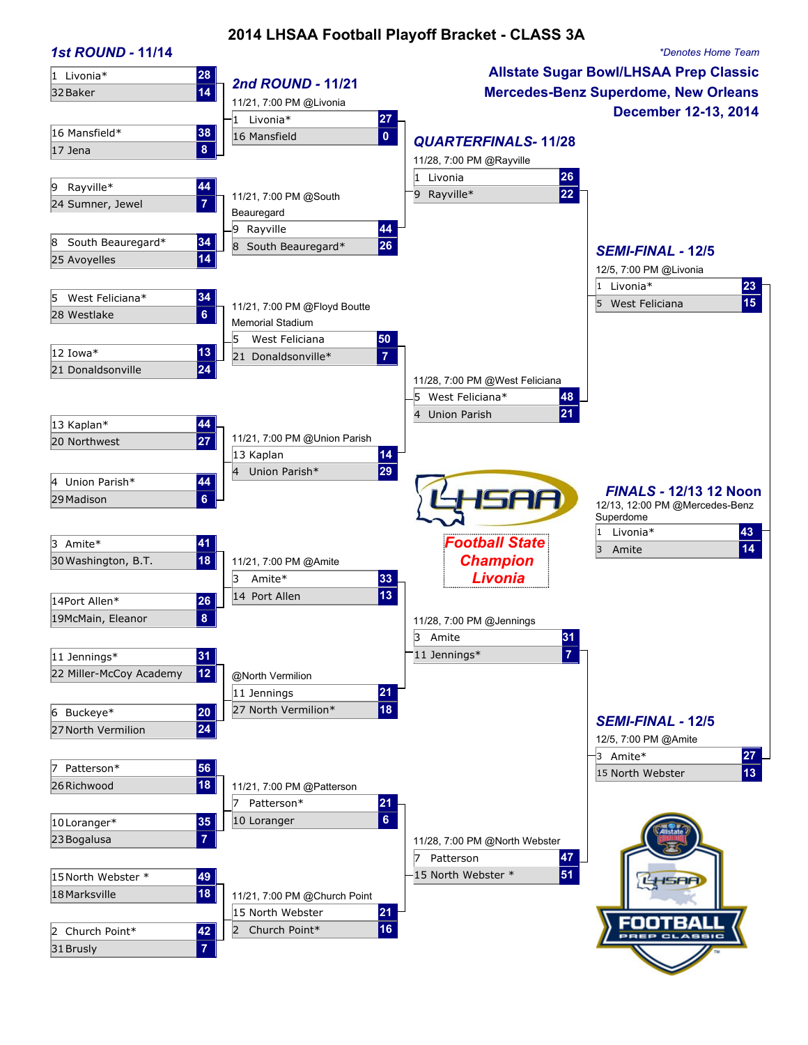# 2014 LHSAA Football Playoff Bracket - CLASS 3A

*Denotes Home Team

**Allstate Sugar Bowl/LHSAA Prep Classic**
**Mercedes-Benz Superdome, New Orleans**
**December 12-13, 2014**

## 1st ROUND - 11/14

| Team | Score |
| --- | --- |
| 1 Livonia* | 28 |
| 32 Baker | 14 |
| 16 Mansfield* | 38 |
| 17 Jena | 8 |
| 9 Rayville* | 44 |
| 24 Sumner, Jewel | 7 |
| 8 South Beauregard* | 34 |
| 25 Avoyelles | 14 |
| 5 West Feliciana* | 34 |
| 28 Westlake | 6 |
| 12 Iowa* | 13 |
| 21 Donaldsonville | 24 |
| 13 Kaplan* | 44 |
| 20 Northwest | 27 |
| 4 Union Parish* | 44 |
| 29 Madison | 6 |
| 3 Amite* | 41 |
| 30 Washington, B.T. | 18 |
| 14 Port Allen* | 26 |
| 19 McMain, Eleanor | 8 |
| 11 Jennings* | 31 |
| 22 Miller-McCoy Academy | 12 |
| 6 Buckeye* | 20 |
| 27 North Vermilion | 24 |
| 7 Patterson* | 56 |
| 26 Richwood | 18 |
| 10 Loranger* | 35 |
| 23 Bogalusa | 7 |
| 15 North Webster * | 49 |
| 18 Marksville | 18 |
| 2 Church Point* | 42 |
| 31 Brusly | 7 |

## 2nd ROUND - 11/21

| Game | Team | Score |
| --- | --- | --- |
| 11/21, 7:00 PM @Livonia | 1 Livonia* | 27 |
| | 16 Mansfield | 0 |
| 11/21, 7:00 PM @South Beauregard | 9 Rayville | 44 |
| | 8 South Beauregard* | 26 |
| 11/21, 7:00 PM @Floyd Boutte Memorial Stadium | 5 West Feliciana | 50 |
| | 21 Donaldsonville* | 7 |
| 11/21, 7:00 PM @Union Parish | 13 Kaplan | 14 |
| | 4 Union Parish* | 29 |
| 11/21, 7:00 PM @Amite | 3 Amite* | 33 |
| | 14 Port Allen | 13 |
| @North Vermilion | 11 Jennings | 21 |
| | 27 North Vermilion* | 18 |
| 11/21, 7:00 PM @Patterson | 7 Patterson* | 21 |
| | 10 Loranger | 6 |
| 11/21, 7:00 PM @Church Point | 15 North Webster | 21 |
| | 2 Church Point* | 16 |

## QUARTERFINALS- 11/28

| Game | Team | Score |
| --- | --- | --- |
| 11/28, 7:00 PM @Rayville | 1 Livonia | 26 |
| | 9 Rayville* | 22 |
| 11/28, 7:00 PM @West Feliciana | 5 West Feliciana* | 48 |
| | 4 Union Parish | 21 |
| 11/28, 7:00 PM @Jennings | 3 Amite | 31 |
| | 11 Jennings* | 7 |
| 11/28, 7:00 PM @North Webster | 7 Patterson | 47 |
| | 15 North Webster * | 51 |

## SEMI-FINAL - 12/5

| Game | Team | Score |
| --- | --- | --- |
| 12/5, 7:00 PM @Livonia | 1 Livonia* | 23 |
| | 5 West Feliciana | 15 |
| 12/5, 7:00 PM @Amite | 3 Amite* | 27 |
| | 15 North Webster | 13 |

## FINALS - 12/13 12 Noon

| Game | Team | Score |
| --- | --- | --- |
| 12/13, 12:00 PM @Mercedes-Benz Superdome | 1 Livonia* | 43 |
| | 3 Amite | 14 |

**Football State Champion Livonia**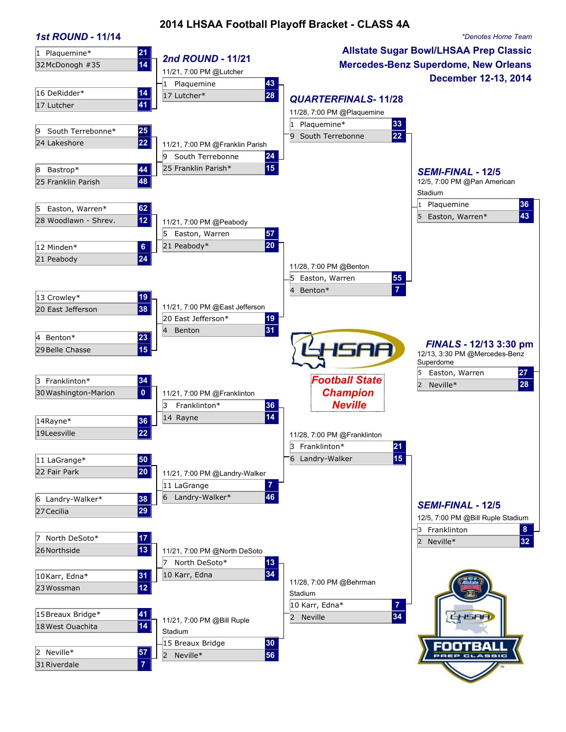# 2014 LHSAA Football Playoff Bracket - CLASS 4A

*Denotes Home Team

**Allstate Sugar Bowl/LHSAA Prep Classic**
**Mercedes-Benz Superdome, New Orleans**
**December 12-13, 2014**

## 1st ROUND - 11/14

| Team | Score |
|---|---|
| 1 Plaquemine* | 21 |
| 32 McDonogh #35 | 14 |
| 16 DeRidder* | 14 |
| 17 Lutcher | 41 |
| 9 South Terrebonne* | 25 |
| 24 Lakeshore | 22 |
| 8 Bastrop* | 44 |
| 25 Franklin Parish | 48 |
| 5 Easton, Warren* | 62 |
| 28 Woodlawn - Shrev. | 12 |
| 12 Minden* | 6 |
| 21 Peabody | 24 |
| 13 Crowley* | 19 |
| 20 East Jefferson | 38 |
| 4 Benton* | 23 |
| 29 Belle Chasse | 15 |
| 3 Franklinton* | 34 |
| 30 Washington-Marion | 0 |
| 14 Rayne* | 36 |
| 19 Leesville | 22 |
| 11 LaGrange* | 50 |
| 22 Fair Park | 20 |
| 6 Landry-Walker* | 38 |
| 27 Cecilia | 29 |
| 7 North DeSoto* | 17 |
| 26 Northside | 13 |
| 10 Karr, Edna* | 31 |
| 23 Wossman | 12 |
| 15 Breaux Bridge* | 41 |
| 18 West Ouachita | 14 |
| 2 Neville* | 57 |
| 31 Riverdale | 7 |

## 2nd ROUND - 11/21

| Game | Team | Score |
|---|---|---|
| 11/21, 7:00 PM @Lutcher | 1 Plaquemine | 43 |
| | 17 Lutcher* | 28 |
| 11/21, 7:00 PM @Franklin Parish | 9 South Terrebonne | 24 |
| | 25 Franklin Parish* | 15 |
| 11/21, 7:00 PM @Peabody | 5 Easton, Warren | 57 |
| | 21 Peabody* | 20 |
| 11/21, 7:00 PM @East Jefferson | 20 East Jefferson* | 19 |
| | 4 Benton | 31 |
| 11/21, 7:00 PM @Franklinton | 3 Franklinton* | 36 |
| | 14 Rayne | 14 |
| 11/21, 7:00 PM @Landry-Walker | 11 LaGrange | 7 |
| | 6 Landry-Walker* | 46 |
| 11/21, 7:00 PM @North DeSoto | 7 North DeSoto* | 13 |
| | 10 Karr, Edna | 34 |
| 11/21, 7:00 PM @Bill Ruple Stadium | 15 Breaux Bridge | 30 |
| | 2 Neville* | 56 |

## QUARTERFINALS- 11/28

| Game | Team | Score |
|---|---|---|
| 11/28, 7:00 PM @Plaquemine | 1 Plaquemine* | 33 |
| | 9 South Terrebonne | 22 |
| 11/28, 7:00 PM @Benton | 5 Easton, Warren | 55 |
| | 4 Benton* | 7 |
| 11/28, 7:00 PM @Franklinton | 3 Franklinton* | 21 |
| | 6 Landry-Walker | 15 |
| 11/28, 7:00 PM @Behrman Stadium | 10 Karr, Edna* | 7 |
| | 2 Neville | 34 |

## SEMI-FINAL - 12/5

| Game | Team | Score |
|---|---|---|
| 12/5, 7:00 PM @Pan American Stadium | 1 Plaquemine | 36 |
| | 5 Easton, Warren* | 43 |
| 12/5, 7:00 PM @Bill Ruple Stadium | 3 Franklinton | 8 |
| | 2 Neville* | 32 |

## FINALS - 12/13 3:30 pm

| Game | Team | Score |
|---|---|---|
| 12/13, 3:30 PM @Mercedes-Benz Superdome | 5 Easton, Warren | 27 |
| | 2 Neville* | 28 |

**Football State Champion**
**Neville**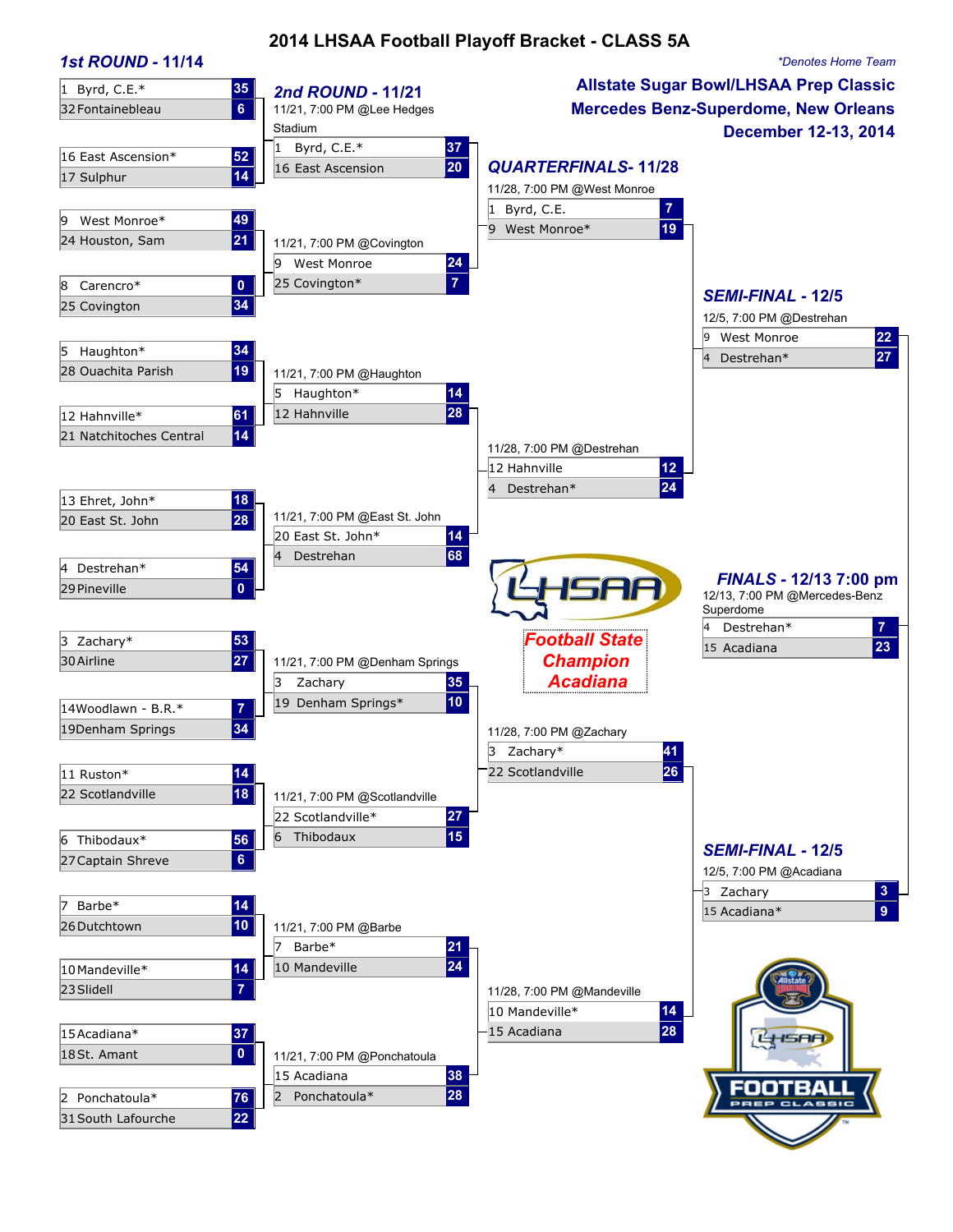# 2014 LHSAA Football Playoff Bracket - CLASS 5A

*Denotes Home Team

**Allstate Sugar Bowl/LHSAA Prep Classic**
**Mercedes Benz-Superdome, New Orleans**
**December 12-13, 2014**

## 1st ROUND - 11/14

| Team | Score |
|---|---|
| 1 Byrd, C.E.* | 35 |
| 32 Fontainebleau | 6 |
| 16 East Ascension* | 52 |
| 17 Sulphur | 14 |
| 9 West Monroe* | 49 |
| 24 Houston, Sam | 21 |
| 8 Carencro* | 0 |
| 25 Covington | 34 |
| 5 Haughton* | 34 |
| 28 Ouachita Parish | 19 |
| 12 Hahnville* | 61 |
| 21 Natchitoches Central | 14 |
| 13 Ehret, John* | 18 |
| 20 East St. John | 28 |
| 4 Destrehan* | 54 |
| 29 Pineville | 0 |
| 3 Zachary* | 53 |
| 30 Airline | 27 |
| 14 Woodlawn - B.R.* | 7 |
| 19 Denham Springs | 34 |
| 11 Ruston* | 14 |
| 22 Scotlandville | 18 |
| 6 Thibodaux* | 56 |
| 27 Captain Shreve | 6 |
| 7 Barbe* | 14 |
| 26 Dutchtown | 10 |
| 10 Mandeville* | 14 |
| 23 Slidell | 7 |
| 15 Acadiana* | 37 |
| 18 St. Amant | 0 |
| 2 Ponchatoula* | 76 |
| 31 South Lafourche | 22 |

## 2nd ROUND - 11/21

| Game | Team | Score |
|---|---|---|
| 11/21, 7:00 PM @Lee Hedges Stadium | 1 Byrd, C.E.* | 37 |
| | 16 East Ascension | 20 |
| 11/21, 7:00 PM @Covington | 9 West Monroe | 24 |
| | 25 Covington* | 7 |
| 11/21, 7:00 PM @Haughton | 5 Haughton* | 14 |
| | 12 Hahnville | 28 |
| 11/21, 7:00 PM @East St. John | 20 East St. John* | 14 |
| | 4 Destrehan | 68 |
| 11/21, 7:00 PM @Denham Springs | 3 Zachary | 35 |
| | 19 Denham Springs* | 10 |
| 11/21, 7:00 PM @Scotlandville | 22 Scotlandville* | 27 |
| | 6 Thibodaux | 15 |
| 11/21, 7:00 PM @Barbe | 7 Barbe* | 21 |
| | 10 Mandeville | 24 |
| 11/21, 7:00 PM @Ponchatoula | 15 Acadiana | 38 |
| | 2 Ponchatoula* | 28 |

## QUARTERFINALS- 11/28

| Game | Team | Score |
|---|---|---|
| 11/28, 7:00 PM @West Monroe | 1 Byrd, C.E. | 7 |
| | 9 West Monroe* | 19 |
| 11/28, 7:00 PM @Destrehan | 12 Hahnville | 12 |
| | 4 Destrehan* | 24 |
| 11/28, 7:00 PM @Zachary | 3 Zachary* | 41 |
| | 22 Scotlandville | 26 |
| 11/28, 7:00 PM @Mandeville | 10 Mandeville* | 14 |
| | 15 Acadiana | 28 |

## SEMI-FINAL - 12/5

| Game | Team | Score |
|---|---|---|
| 12/5, 7:00 PM @Destrehan | 9 West Monroe | 22 |
| | 4 Destrehan* | 27 |
| 12/5, 7:00 PM @Acadiana | 3 Zachary | 3 |
| | 15 Acadiana* | 9 |

## FINALS - 12/13 7:00 pm

12/13, 7:00 PM @Mercedes-Benz Superdome

| Team | Score |
|---|---|
| 4 Destrehan* | 7 |
| 15 Acadiana | 23 |

**Football State Champion Acadiana**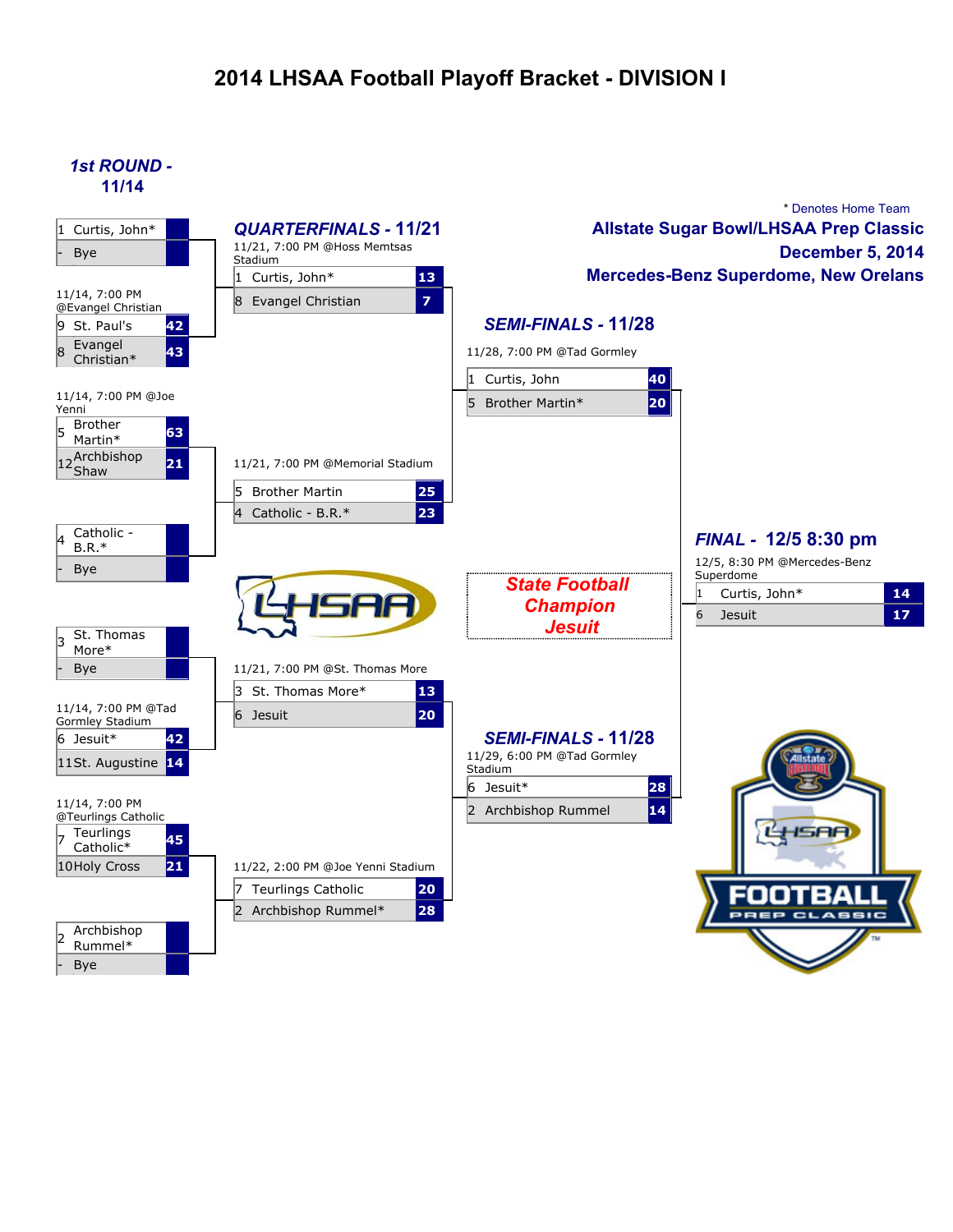# 2014 LHSAA Football Playoff Bracket - DIVISION I

\* Denotes Home Team

**Allstate Sugar Bowl/LHSAA Prep Classic**
**December 5, 2014**
**Mercedes-Benz Superdome, New Orelans**

## *1st ROUND* - 11/14

| Seed | Team | Score |
|---|---|---|
| 1 | Curtis, John* | |
| - | Bye | |

11/14, 7:00 PM @Evangel Christian

| Seed | Team | Score |
|---|---|---|
| 9 | St. Paul's | 42 |
| 8 | Evangel Christian* | 43 |

11/14, 7:00 PM @Joe Yenni

| Seed | Team | Score |
|---|---|---|
| 5 | Brother Martin* | 63 |
| 12 | Archbishop Shaw | 21 |

| Seed | Team | Score |
|---|---|---|
| 4 | Catholic - B.R.* | |
| - | Bye | |

| Seed | Team | Score |
|---|---|---|
| 3 | St. Thomas More* | |
| - | Bye | |

11/14, 7:00 PM @Tad Gormley Stadium

| Seed | Team | Score |
|---|---|---|
| 6 | Jesuit* | 42 |
| 11 | St. Augustine | 14 |

11/14, 7:00 PM @Teurlings Catholic

| Seed | Team | Score |
|---|---|---|
| 7 | Teurlings Catholic* | 45 |
| 10 | Holy Cross | 21 |

| Seed | Team | Score |
|---|---|---|
| 2 | Archbishop Rummel* | |
| - | Bye | |

## *QUARTERFINALS* - 11/21

11/21, 7:00 PM @Hoss Memtsas Stadium

| Seed | Team | Score |
|---|---|---|
| 1 | Curtis, John* | 13 |
| 8 | Evangel Christian | 7 |

11/21, 7:00 PM @Memorial Stadium

| Seed | Team | Score |
|---|---|---|
| 5 | Brother Martin | 25 |
| 4 | Catholic - B.R.* | 23 |

11/21, 7:00 PM @St. Thomas More

| Seed | Team | Score |
|---|---|---|
| 3 | St. Thomas More* | 13 |
| 6 | Jesuit | 20 |

11/22, 2:00 PM @Joe Yenni Stadium

| Seed | Team | Score |
|---|---|---|
| 7 | Teurlings Catholic | 20 |
| 2 | Archbishop Rummel* | 28 |

## *SEMI-FINALS* - 11/28

11/28, 7:00 PM @Tad Gormley

| Seed | Team | Score |
|---|---|---|
| 1 | Curtis, John | 40 |
| 5 | Brother Martin* | 20 |

## *SEMI-FINALS* - 11/28

11/29, 6:00 PM @Tad Gormley Stadium

| Seed | Team | Score |
|---|---|---|
| 6 | Jesuit* | 28 |
| 2 | Archbishop Rummel | 14 |

## *FINAL* - 12/5 8:30 pm

12/5, 8:30 PM @Mercedes-Benz Superdome

| Seed | Team | Score |
|---|---|---|
| 1 | Curtis, John* | 14 |
| 6 | Jesuit | 17 |

**State Football Champion**
**Jesuit**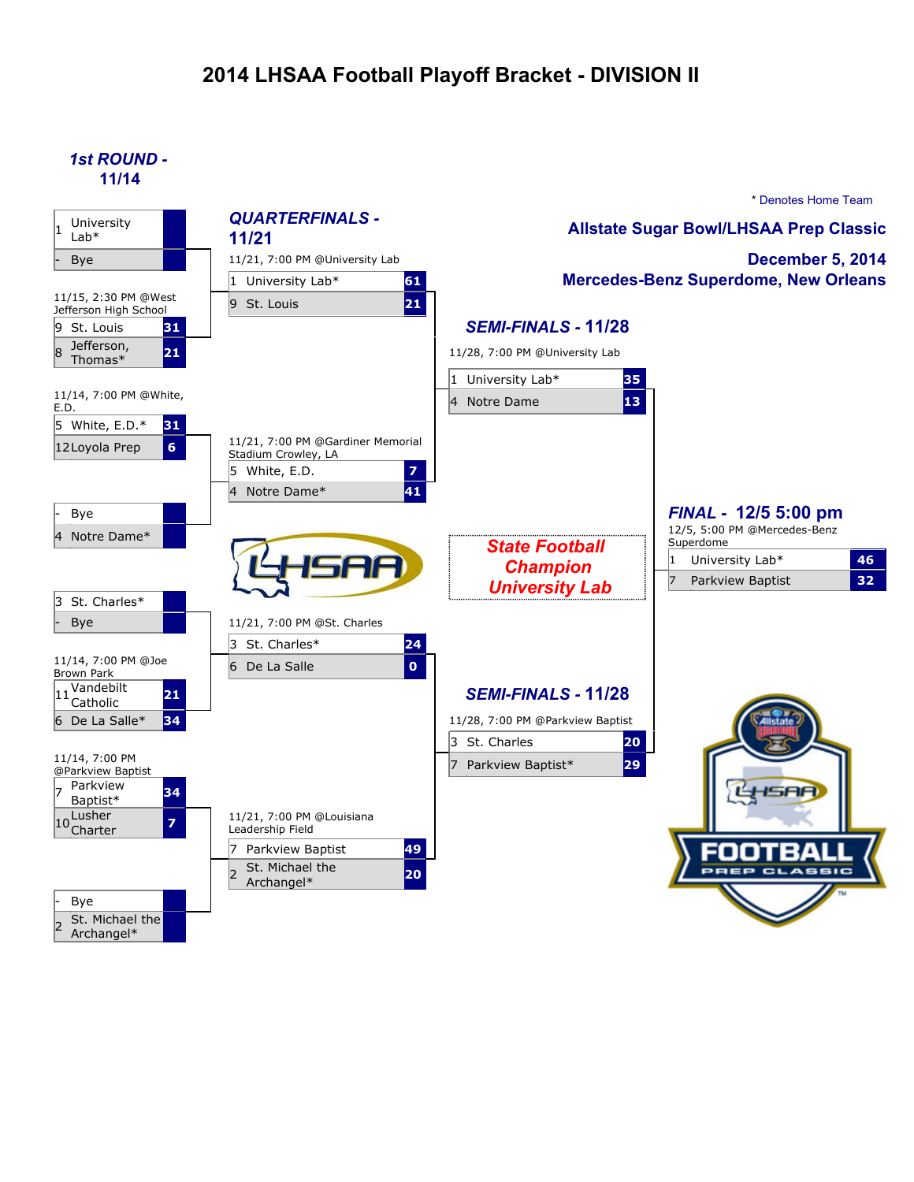# 2014 LHSAA Football Playoff Bracket - DIVISION II

\* Denotes Home Team

**Allstate Sugar Bowl/LHSAA Prep Classic**

**December 5, 2014**

**Mercedes-Benz Superdome, New Orleans**

## *1st ROUND - 11/14*

| Seed | Team | Score |
|---|---|---|
| 1 | University Lab* | |
| - | Bye | |

11/15, 2:30 PM @West Jefferson High School

| Seed | Team | Score |
|---|---|---|
| 9 | St. Louis | 31 |
| 8 | Jefferson, Thomas* | 21 |

11/14, 7:00 PM @White, E.D.

| Seed | Team | Score |
|---|---|---|
| 5 | White, E.D.* | 31 |
| 12 | Loyola Prep | 6 |

| Seed | Team | Score |
|---|---|---|
| - | Bye | |
| 4 | Notre Dame* | |

| Seed | Team | Score |
|---|---|---|
| 3 | St. Charles* | |
| - | Bye | |

11/14, 7:00 PM @Joe Brown Park

| Seed | Team | Score |
|---|---|---|
| 11 | Vandebilt Catholic | 21 |
| 6 | De La Salle* | 34 |

11/14, 7:00 PM @Parkview Baptist

| Seed | Team | Score |
|---|---|---|
| 7 | Parkview Baptist* | 34 |
| 10 | Lusher Charter | 7 |

| Seed | Team | Score |
|---|---|---|
| - | Bye | |
| 2 | St. Michael the Archangel* | |

## *QUARTERFINALS - 11/21*

11/21, 7:00 PM @University Lab

| Seed | Team | Score |
|---|---|---|
| 1 | University Lab* | 61 |
| 9 | St. Louis | 21 |

11/21, 7:00 PM @Gardiner Memorial Stadium Crowley, LA

| Seed | Team | Score |
|---|---|---|
| 5 | White, E.D. | 7 |
| 4 | Notre Dame* | 41 |

11/21, 7:00 PM @St. Charles

| Seed | Team | Score |
|---|---|---|
| 3 | St. Charles* | 24 |
| 6 | De La Salle | 0 |

11/21, 7:00 PM @Louisiana Leadership Field

| Seed | Team | Score |
|---|---|---|
| 7 | Parkview Baptist | 49 |
| 2 | St. Michael the Archangel* | 20 |

## *SEMI-FINALS - 11/28*

11/28, 7:00 PM @University Lab

| Seed | Team | Score |
|---|---|---|
| 1 | University Lab* | 35 |
| 4 | Notre Dame | 13 |

## *SEMI-FINALS - 11/28*

11/28, 7:00 PM @Parkview Baptist

| Seed | Team | Score |
|---|---|---|
| 3 | St. Charles | 20 |
| 7 | Parkview Baptist* | 29 |

## *FINAL - 12/5 5:00 pm*

12/5, 5:00 PM @Mercedes-Benz Superdome

| Seed | Team | Score |
|---|---|---|
| 1 | University Lab* | 46 |
| 7 | Parkview Baptist | 32 |

***State Football Champion University Lab***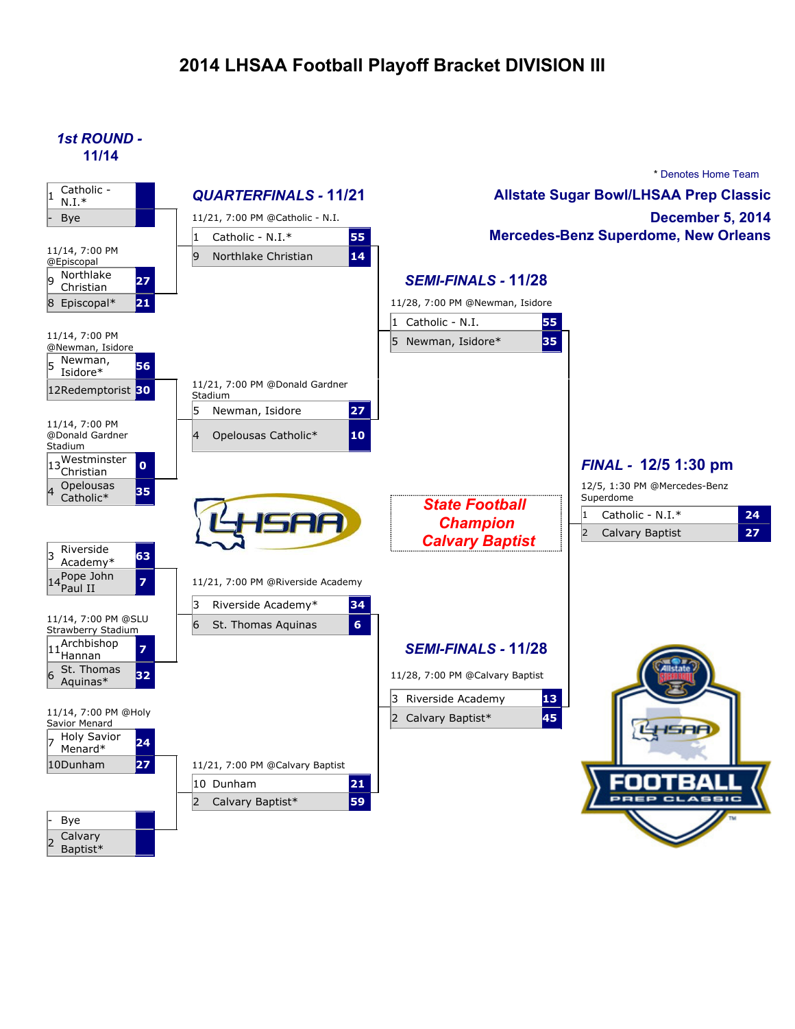# 2014 LHSAA Football Playoff Bracket DIVISION III

\* Denotes Home Team

**Allstate Sugar Bowl/LHSAA Prep Classic**
**December 5, 2014**
**Mercedes-Benz Superdome, New Orleans**

## *1st ROUND - 11/14*

| Seed | Team | Score |
|---|---|---|
| 1 | Catholic - N.I.* | |
| - | Bye | |

11/14, 7:00 PM @Episcopal

| Seed | Team | Score |
|---|---|---|
| 9 | Northlake Christian | 27 |
| 8 | Episcopal* | 21 |

11/14, 7:00 PM @Newman, Isidore

| Seed | Team | Score |
|---|---|---|
| 5 | Newman, Isidore* | 56 |
| 12 | Redemptorist | 30 |

11/14, 7:00 PM @Donald Gardner Stadium

| Seed | Team | Score |
|---|---|---|
| 13 | Westminster Christian | 0 |
| 4 | Opelousas Catholic* | 35 |

| Seed | Team | Score |
|---|---|---|
| 3 | Riverside Academy* | 63 |
| 14 | Pope John Paul II | 7 |

11/14, 7:00 PM @SLU Strawberry Stadium

| Seed | Team | Score |
|---|---|---|
| 11 | Archbishop Hannan | 7 |
| 6 | St. Thomas Aquinas* | 32 |

11/14, 7:00 PM @Holy Savior Menard

| Seed | Team | Score |
|---|---|---|
| 7 | Holy Savior Menard* | 24 |
| 10 | Dunham | 27 |

| Seed | Team | Score |
|---|---|---|
| - | Bye | |
| 2 | Calvary Baptist* | |

## *QUARTERFINALS - 11/21*

11/21, 7:00 PM @Catholic - N.I.

| Seed | Team | Score |
|---|---|---|
| 1 | Catholic - N.I.* | 55 |
| 9 | Northlake Christian | 14 |

11/21, 7:00 PM @Donald Gardner Stadium

| Seed | Team | Score |
|---|---|---|
| 5 | Newman, Isidore | 27 |
| 4 | Opelousas Catholic* | 10 |

11/21, 7:00 PM @Riverside Academy

| Seed | Team | Score |
|---|---|---|
| 3 | Riverside Academy* | 34 |
| 6 | St. Thomas Aquinas | 6 |

11/21, 7:00 PM @Calvary Baptist

| Seed | Team | Score |
|---|---|---|
| 10 | Dunham | 21 |
| 2 | Calvary Baptist* | 59 |

## *SEMI-FINALS - 11/28*

11/28, 7:00 PM @Newman, Isidore

| Seed | Team | Score |
|---|---|---|
| 1 | Catholic - N.I. | 55 |
| 5 | Newman, Isidore* | 35 |

11/28, 7:00 PM @Calvary Baptist

| Seed | Team | Score |
|---|---|---|
| 3 | Riverside Academy | 13 |
| 2 | Calvary Baptist* | 45 |

## *FINAL - 12/5 1:30 pm*

12/5, 1:30 PM @Mercedes-Benz Superdome

| Seed | Team | Score |
|---|---|---|
| 1 | Catholic - N.I.* | 24 |
| 2 | Calvary Baptist | 27 |

**State Football Champion Calvary Baptist**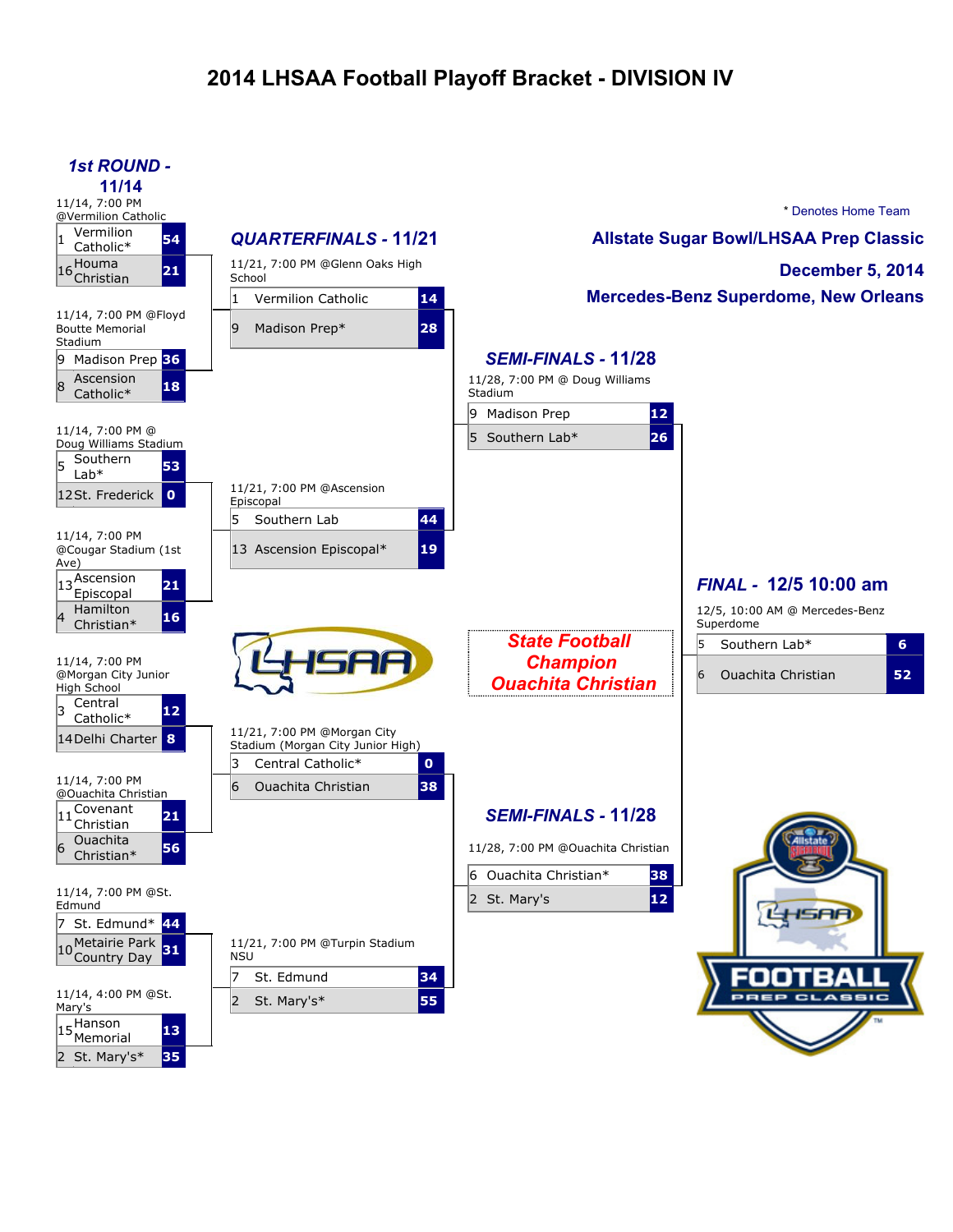# 2014 LHSAA Football Playoff Bracket - DIVISION IV

\* Denotes Home Team

**Allstate Sugar Bowl/LHSAA Prep Classic**
**December 5, 2014**
**Mercedes-Benz Superdome, New Orleans**

## *1st ROUND - 11/14*

11/14, 7:00 PM @Vermilion Catholic

| Seed | Team | Score |
|---|---|---|
| 1 | Vermilion Catholic* | 54 |
| 16 | Houma Christian | 21 |

11/14, 7:00 PM @Floyd Boutte Memorial Stadium

| Seed | Team | Score |
|---|---|---|
| 9 | Madison Prep | 36 |
| 8 | Ascension Catholic* | 18 |

11/14, 7:00 PM @ Doug Williams Stadium

| Seed | Team | Score |
|---|---|---|
| 5 | Southern Lab* | 53 |
| 12 | St. Frederick | 0 |

11/14, 7:00 PM @Cougar Stadium (1st Ave)

| Seed | Team | Score |
|---|---|---|
| 13 | Ascension Episcopal | 21 |
| 4 | Hamilton Christian* | 16 |

11/14, 7:00 PM @Morgan City Junior High School

| Seed | Team | Score |
|---|---|---|
| 3 | Central Catholic* | 12 |
| 14 | Delhi Charter | 8 |

11/14, 7:00 PM @Ouachita Christian

| Seed | Team | Score |
|---|---|---|
| 11 | Covenant Christian | 21 |
| 6 | Ouachita Christian* | 56 |

11/14, 7:00 PM @St. Edmund

| Seed | Team | Score |
|---|---|---|
| 7 | St. Edmund* | 44 |
| 10 | Metairie Park Country Day | 31 |

11/14, 4:00 PM @St. Mary's

| Seed | Team | Score |
|---|---|---|
| 15 | Hanson Memorial | 13 |
| 2 | St. Mary's* | 35 |

## *QUARTERFINALS - 11/21*

11/21, 7:00 PM @Glenn Oaks High School

| Seed | Team | Score |
|---|---|---|
| 1 | Vermilion Catholic | 14 |
| 9 | Madison Prep* | 28 |

11/21, 7:00 PM @Ascension Episcopal

| Seed | Team | Score |
|---|---|---|
| 5 | Southern Lab | 44 |
| 13 | Ascension Episcopal* | 19 |

11/21, 7:00 PM @Morgan City Stadium (Morgan City Junior High)

| Seed | Team | Score |
|---|---|---|
| 3 | Central Catholic* | 0 |
| 6 | Ouachita Christian | 38 |

11/21, 7:00 PM @Turpin Stadium NSU

| Seed | Team | Score |
|---|---|---|
| 7 | St. Edmund | 34 |
| 2 | St. Mary's* | 55 |

## *SEMI-FINALS - 11/28*

11/28, 7:00 PM @ Doug Williams Stadium

| Seed | Team | Score |
|---|---|---|
| 9 | Madison Prep | 12 |
| 5 | Southern Lab* | 26 |

11/28, 7:00 PM @Ouachita Christian

| Seed | Team | Score |
|---|---|---|
| 6 | Ouachita Christian* | 38 |
| 2 | St. Mary's | 12 |

## *FINAL - 12/5 10:00 am*

12/5, 10:00 AM @ Mercedes-Benz Superdome

| Seed | Team | Score |
|---|---|---|
| 5 | Southern Lab* | 6 |
| 6 | Ouachita Christian | 52 |

**State Football Champion Ouachita Christian**